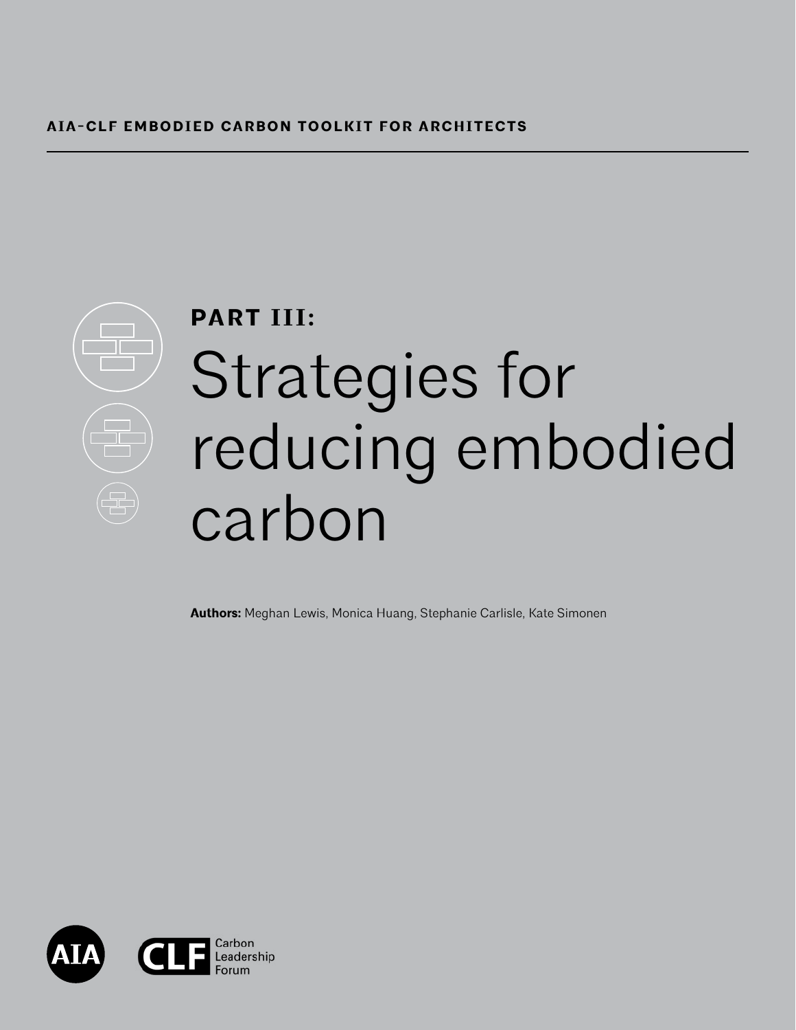AIA-CLF EMBODIED CARBON TOOLKIT FOR ARCHITECTS

**PART III:**

# Strategies for reducing embodied carbon

**Authors:** Meghan Lewis, Monica Huang, Stephanie Carlisle, Kate Simonen

AIA

CLF Carbon Leadership Forum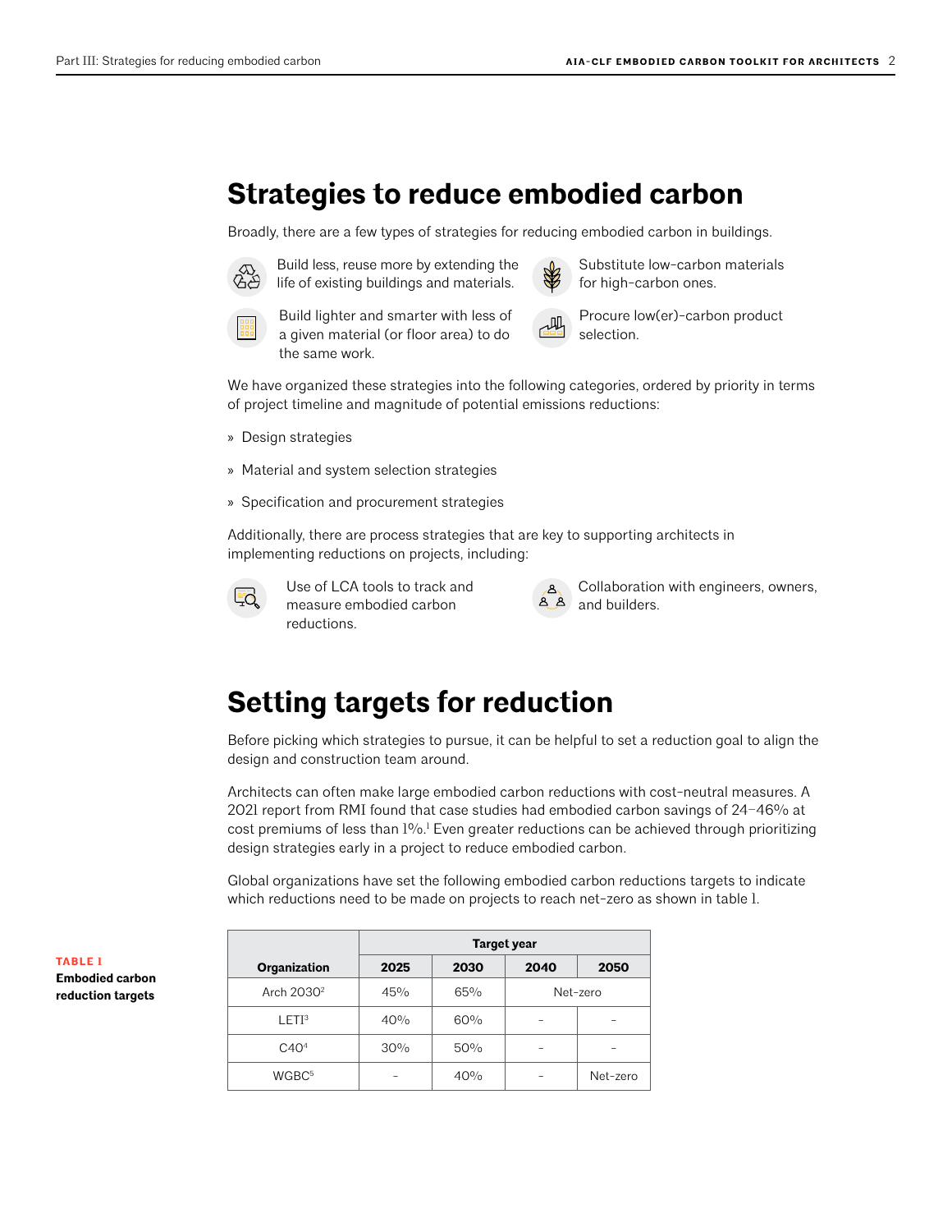# Strategies to reduce embodied carbon

Broadly, there are a few types of strategies for reducing embodied carbon in buildings.

- Build less, reuse more by extending the life of existing buildings and materials.
- Substitute low-carbon materials for high-carbon ones.
- Build lighter and smarter with less of a given material (or floor area) to do the same work.
- Procure low(er)-carbon product selection.

We have organized these strategies into the following categories, ordered by priority in terms of project timeline and magnitude of potential emissions reductions:

» Design strategies

» Material and system selection strategies

» Specification and procurement strategies

Additionally, there are process strategies that are key to supporting architects in implementing reductions on projects, including:

- Use of LCA tools to track and measure embodied carbon reductions.
- Collaboration with engineers, owners, and builders.

# Setting targets for reduction

Before picking which strategies to pursue, it can be helpful to set a reduction goal to align the design and construction team around.

Architects can often make large embodied carbon reductions with cost-neutral measures. A 2021 report from RMI found that case studies had embodied carbon savings of 24–46% at cost premiums of less than 1%.[1] Even greater reductions can be achieved through prioritizing design strategies early in a project to reduce embodied carbon.

Global organizations have set the following embodied carbon reductions targets to indicate which reductions need to be made on projects to reach net-zero as shown in table 1.

**TABLE 1**
**Embodied carbon reduction targets**

| Organization | Target year | | | |
|---|---|---|---|---|
| | 2025 | 2030 | 2040 | 2050 |
| Arch 2030[2] | 45% | 65% | Net-zero | |
| LETI[3] | 40% | 60% | – | – |
| C40[4] | 30% | 50% | – | – |
| WGBC[5] | – | 40% | – | Net-zero |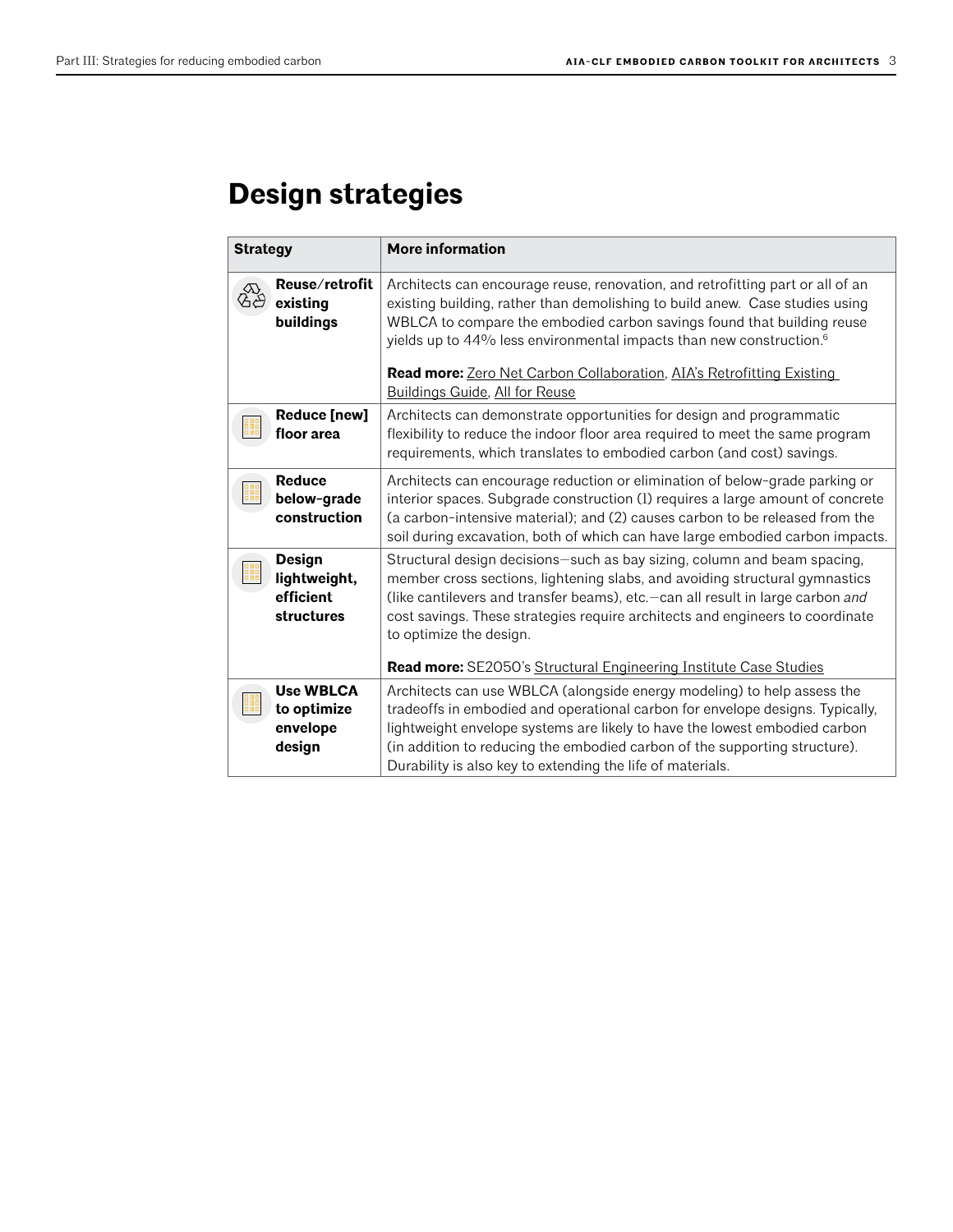## Design strategies

| Strategy | More information |
|---|---|
| **Reuse/retrofit existing buildings** | Architects can encourage reuse, renovation, and retrofitting part or all of an existing building, rather than demolishing to build anew. Case studies using WBLCA to compare the embodied carbon savings found that building reuse yields up to 44% less environmental impacts than new construction.[6]<br><br>**Read more:** Zero Net Carbon Collaboration, AIA's Retrofitting Existing Buildings Guide, All for Reuse |
| **Reduce [new] floor area** | Architects can demonstrate opportunities for design and programmatic flexibility to reduce the indoor floor area required to meet the same program requirements, which translates to embodied carbon (and cost) savings. |
| **Reduce below-grade construction** | Architects can encourage reduction or elimination of below-grade parking or interior spaces. Subgrade construction (1) requires a large amount of concrete (a carbon-intensive material); and (2) causes carbon to be released from the soil during excavation, both of which can have large embodied carbon impacts. |
| **Design lightweight, efficient structures** | Structural design decisions—such as bay sizing, column and beam spacing, member cross sections, lightening slabs, and avoiding structural gymnastics (like cantilevers and transfer beams), etc.—can all result in large carbon *and* cost savings. These strategies require architects and engineers to coordinate to optimize the design.<br><br>**Read more:** SE2050's Structural Engineering Institute Case Studies |
| **Use WBLCA to optimize envelope design** | Architects can use WBLCA (alongside energy modeling) to help assess the tradeoffs in embodied and operational carbon for envelope designs. Typically, lightweight envelope systems are likely to have the lowest embodied carbon (in addition to reducing the embodied carbon of the supporting structure). Durability is also key to extending the life of materials. |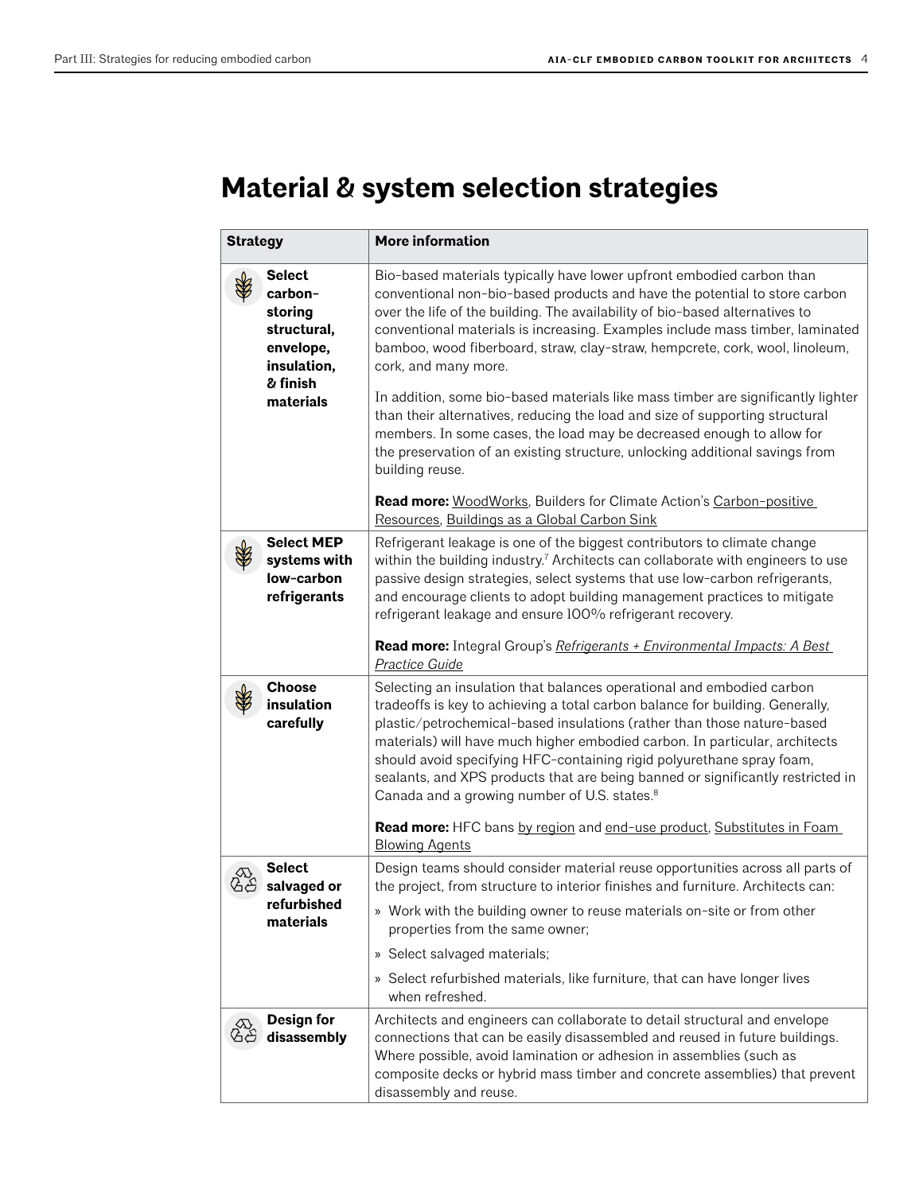# Material & system selection strategies

| Strategy | More information |
| --- | --- |
| **Select carbon-storing structural, envelope, insulation, & finish materials** | Bio-based materials typically have lower upfront embodied carbon than conventional non-bio-based products and have the potential to store carbon over the life of the building. The availability of bio-based alternatives to conventional materials is increasing. Examples include mass timber, laminated bamboo, wood fiberboard, straw, clay-straw, hempcrete, cork, wool, linoleum, cork, and many more.<br><br>In addition, some bio-based materials like mass timber are significantly lighter than their alternatives, reducing the load and size of supporting structural members. In some cases, the load may be decreased enough to allow for the preservation of an existing structure, unlocking additional savings from building reuse.<br><br>**Read more:** WoodWorks, Builders for Climate Action's Carbon-positive Resources, Buildings as a Global Carbon Sink |
| **Select MEP systems with low-carbon refrigerants** | Refrigerant leakage is one of the biggest contributors to climate change within the building industry.[7] Architects can collaborate with engineers to use passive design strategies, select systems that use low-carbon refrigerants, and encourage clients to adopt building management practices to mitigate refrigerant leakage and ensure 100% refrigerant recovery.<br><br>**Read more:** Integral Group's *Refrigerants + Environmental Impacts: A Best Practice Guide* |
| **Choose insulation carefully** | Selecting an insulation that balances operational and embodied carbon tradeoffs is key to achieving a total carbon balance for building. Generally, plastic/petrochemical-based insulations (rather than those nature-based materials) will have much higher embodied carbon. In particular, architects should avoid specifying HFC-containing rigid polyurethane spray foam, sealants, and XPS products that are being banned or significantly restricted in Canada and a growing number of U.S. states.[8]<br><br>**Read more:** HFC bans by region and end-use product, Substitutes in Foam Blowing Agents |
| **Select salvaged or refurbished materials** | Design teams should consider material reuse opportunities across all parts of the project, from structure to interior finishes and furniture. Architects can:<br>» Work with the building owner to reuse materials on-site or from other properties from the same owner;<br>» Select salvaged materials;<br>» Select refurbished materials, like furniture, that can have longer lives when refreshed. |
| **Design for disassembly** | Architects and engineers can collaborate to detail structural and envelope connections that can be easily disassembled and reused in future buildings. Where possible, avoid lamination or adhesion in assemblies (such as composite decks or hybrid mass timber and concrete assemblies) that prevent disassembly and reuse. |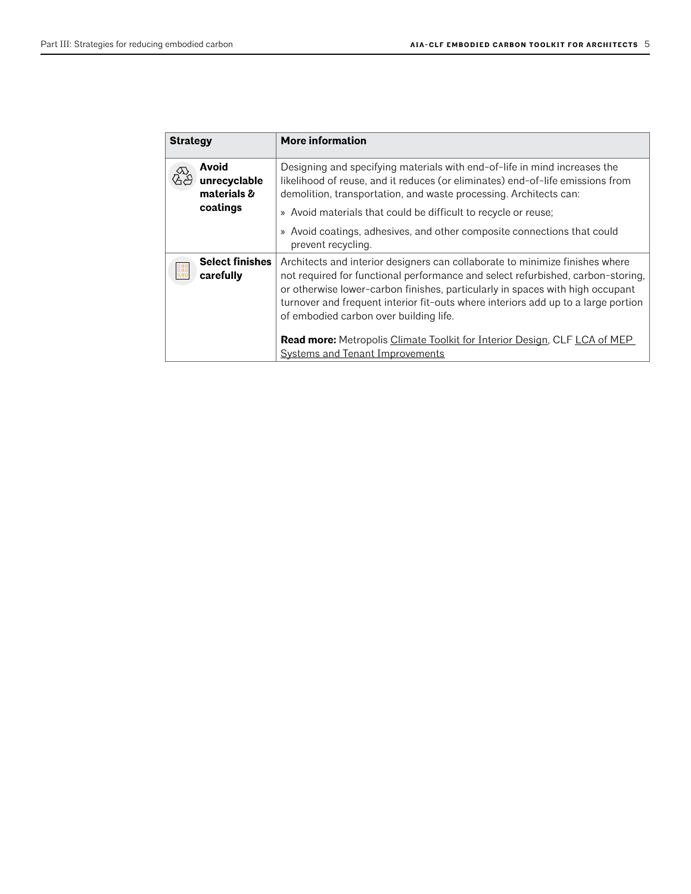| Strategy | More information |
| --- | --- |
| **Avoid unrecyclable materials & coatings** | Designing and specifying materials with end-of-life in mind increases the likelihood of reuse, and it reduces (or eliminates) end-of-life emissions from demolition, transportation, and waste processing. Architects can:<br>» Avoid materials that could be difficult to recycle or reuse;<br>» Avoid coatings, adhesives, and other composite connections that could prevent recycling. |
| **Select finishes carefully** | Architects and interior designers can collaborate to minimize finishes where not required for functional performance and select refurbished, carbon-storing, or otherwise lower-carbon finishes, particularly in spaces with high occupant turnover and frequent interior fit-outs where interiors add up to a large portion of embodied carbon over building life.<br><br>**Read more:** Metropolis Climate Toolkit for Interior Design, CLF LCA of MEP Systems and Tenant Improvements |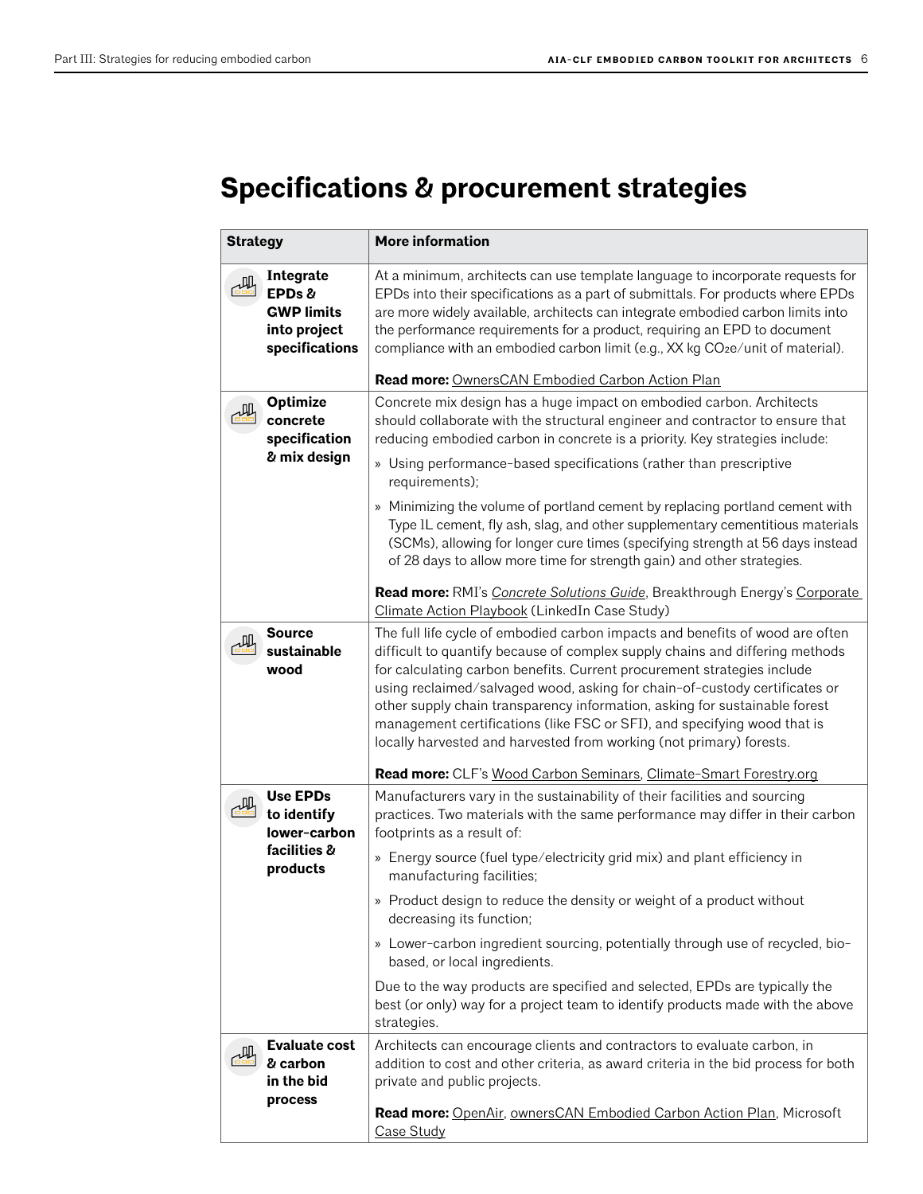# Specifications & procurement strategies

| Strategy | More information |
| --- | --- |
| **Integrate EPDs & GWP limits into project specifications** | At a minimum, architects can use template language to incorporate requests for EPDs into their specifications as a part of submittals. For products where EPDs are more widely available, architects can integrate embodied carbon limits into the performance requirements for a product, requiring an EPD to document compliance with an embodied carbon limit (e.g., XX kg $CO_2e$/unit of material).<br><br>**Read more:** OwnersCAN Embodied Carbon Action Plan |
| **Optimize concrete specification & mix design** | Concrete mix design has a huge impact on embodied carbon. Architects should collaborate with the structural engineer and contractor to ensure that reducing embodied carbon in concrete is a priority. Key strategies include:<br>» Using performance-based specifications (rather than prescriptive requirements);<br>» Minimizing the volume of portland cement by replacing portland cement with Type IL cement, fly ash, slag, and other supplementary cementitious materials (SCMs), allowing for longer cure times (specifying strength at 56 days instead of 28 days to allow more time for strength gain) and other strategies.<br><br>**Read more:** RMI's *Concrete Solutions Guide*, Breakthrough Energy's Corporate Climate Action Playbook (LinkedIn Case Study) |
| **Source sustainable wood** | The full life cycle of embodied carbon impacts and benefits of wood are often difficult to quantify because of complex supply chains and differing methods for calculating carbon benefits. Current procurement strategies include using reclaimed/salvaged wood, asking for chain-of-custody certificates or other supply chain transparency information, asking for sustainable forest management certifications (like FSC or SFI), and specifying wood that is locally harvested and harvested from working (not primary) forests.<br><br>**Read more:** CLF's Wood Carbon Seminars, Climate-Smart Forestry.org |
| **Use EPDs to identify lower-carbon facilities & products** | Manufacturers vary in the sustainability of their facilities and sourcing practices. Two materials with the same performance may differ in their carbon footprints as a result of:<br>» Energy source (fuel type/electricity grid mix) and plant efficiency in manufacturing facilities;<br>» Product design to reduce the density or weight of a product without decreasing its function;<br>» Lower-carbon ingredient sourcing, potentially through use of recycled, bio-based, or local ingredients.<br><br>Due to the way products are specified and selected, EPDs are typically the best (or only) way for a project team to identify products made with the above strategies. |
| **Evaluate cost & carbon in the bid process** | Architects can encourage clients and contractors to evaluate carbon, in addition to cost and other criteria, as award criteria in the bid process for both private and public projects.<br><br>**Read more:** OpenAir, ownersCAN Embodied Carbon Action Plan, Microsoft Case Study |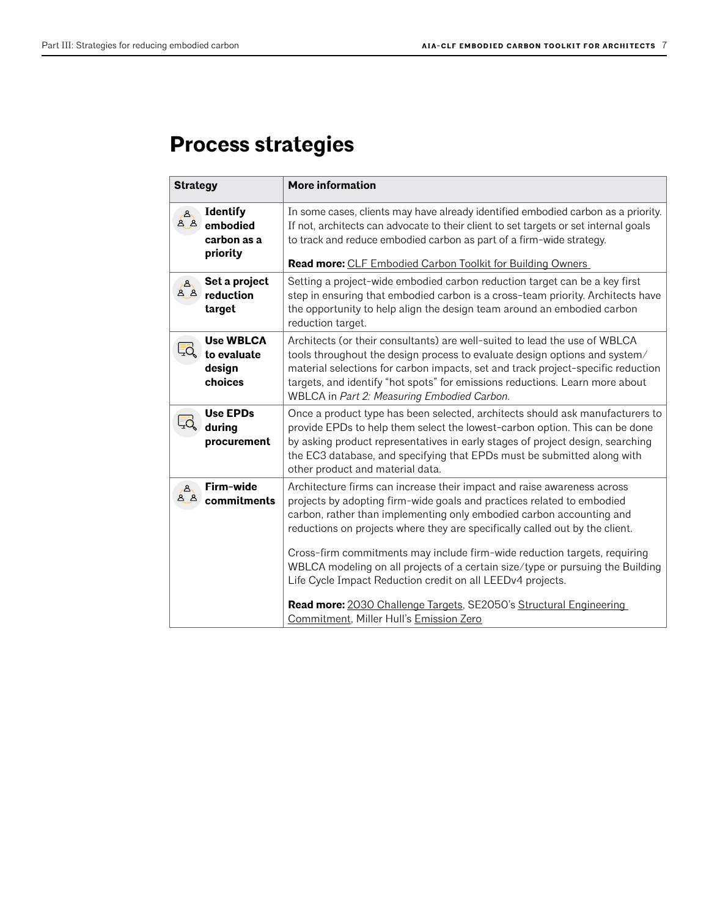# Process strategies

| Strategy | More information |
|---|---|
| **Identify embodied carbon as a priority** | In some cases, clients may have already identified embodied carbon as a priority. If not, architects can advocate to their client to set targets or set internal goals to track and reduce embodied carbon as part of a firm-wide strategy.<br><br>**Read more:** CLF Embodied Carbon Toolkit for Building Owners |
| **Set a project reduction target** | Setting a project-wide embodied carbon reduction target can be a key first step in ensuring that embodied carbon is a cross-team priority. Architects have the opportunity to help align the design team around an embodied carbon reduction target. |
| **Use WBLCA to evaluate design choices** | Architects (or their consultants) are well-suited to lead the use of WBLCA tools throughout the design process to evaluate design options and system/material selections for carbon impacts, set and track project-specific reduction targets, and identify "hot spots" for emissions reductions. Learn more about WBLCA in *Part 2: Measuring Embodied Carbon.* |
| **Use EPDs during procurement** | Once a product type has been selected, architects should ask manufacturers to provide EPDs to help them select the lowest-carbon option. This can be done by asking product representatives in early stages of project design, searching the EC3 database, and specifying that EPDs must be submitted along with other product and material data. |
| **Firm-wide commitments** | Architecture firms can increase their impact and raise awareness across projects by adopting firm-wide goals and practices related to embodied carbon, rather than implementing only embodied carbon accounting and reductions on projects where they are specifically called out by the client.<br><br>Cross-firm commitments may include firm-wide reduction targets, requiring WBLCA modeling on all projects of a certain size/type or pursuing the Building Life Cycle Impact Reduction credit on all LEEDv4 projects.<br><br>**Read more:** 2030 Challenge Targets, SE2050's Structural Engineering Commitment, Miller Hull's Emission Zero |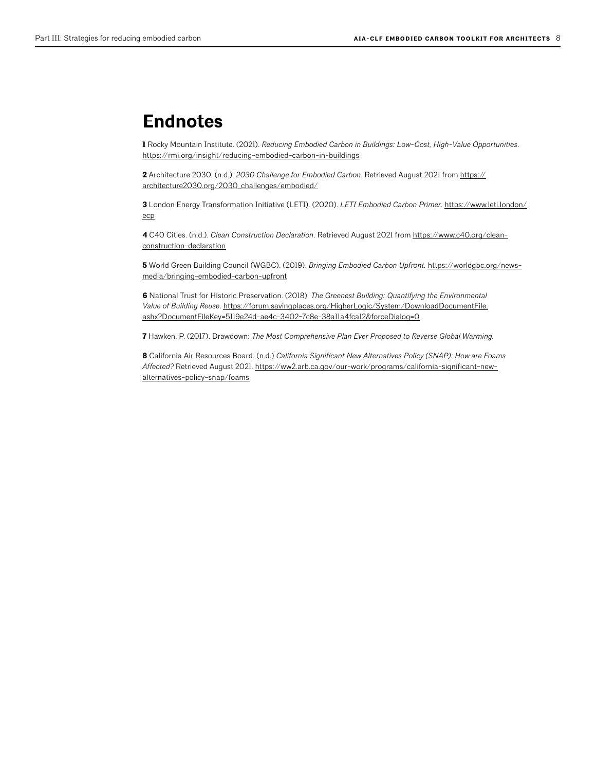# Endnotes

**1** Rocky Mountain Institute. (2021). *Reducing Embodied Carbon in Buildings: Low-Cost, High-Value Opportunities*. https://rmi.org/insight/reducing-embodied-carbon-in-buildings

**2** Architecture 2030. (n.d.). *2030 Challenge for Embodied Carbon*. Retrieved August 2021 from https://architecture2030.org/2030_challenges/embodied/

**3** London Energy Transformation Initiative (LETI). (2020). *LETI Embodied Carbon Primer*. https://www.leti.london/ecp

**4** C40 Cities. (n.d.). *Clean Construction Declaration*. Retrieved August 2021 from https://www.c40.org/clean-construction-declaration

**5** World Green Building Council (WGBC). (2019). *Bringing Embodied Carbon Upfront.* https://worldgbc.org/news-media/bringing-embodied-carbon-upfront

**6** National Trust for Historic Preservation. (2018). *The Greenest Building: Quantifying the Environmental Value of Building Reuse*. https://forum.savingplaces.org/HigherLogic/System/DownloadDocumentFile.ashx?DocumentFileKey=5119e24d-ae4c-3402-7c8e-38a11a4fca12&forceDialog=0

**7** Hawken, P. (2017). Drawdown: *The Most Comprehensive Plan Ever Proposed to Reverse Global Warming.*

**8** California Air Resources Board. (n.d.) *California Significant New Alternatives Policy (SNAP): How are Foams Affected?* Retrieved August 2021. https://ww2.arb.ca.gov/our-work/programs/california-significant-new-alternatives-policy-snap/foams